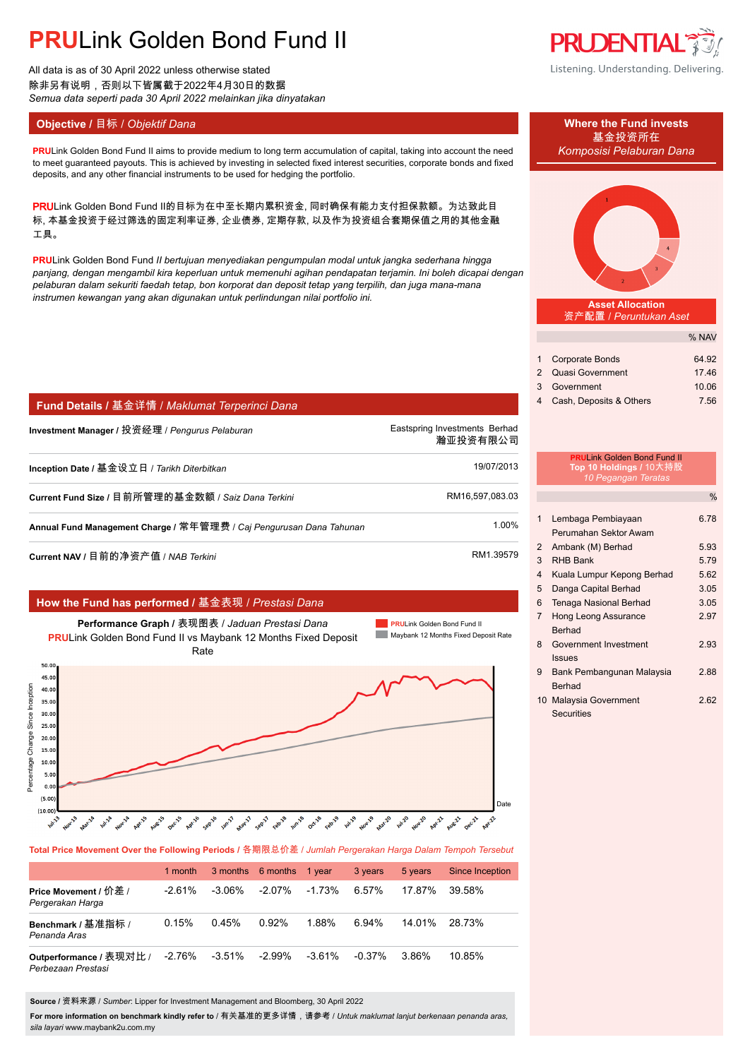# PRULink Golden Bond Fund II

All data is as of 30 April 2022 unless otherwise stated
除非另有说明，否则以下皆属截于2022年4月30日的数据
*Semua data seperti pada 30 April 2022 melainkan jika dinyatakan*

## Objective / 目标 / *Objektif Dana*

**PRU**Link Golden Bond Fund II aims to provide medium to long term accumulation of capital, taking into account the need to meet guaranteed payouts. This is achieved by investing in selected fixed interest securities, corporate bonds and fixed deposits, and any other financial instruments to be used for hedging the portfolio.

**PRU**Link Golden Bond Fund II的目标为在中至长期内累积资金, 同时确保有能力支付担保款额。为达致此目标, 本基金投资于经过筛选的固定利率证券, 企业债券, 定期存款, 以及作为投资组合套期保值之用的其他金融工具。

*PRULink Golden Bond Fund II bertujuan menyediakan pengumpulan modal untuk jangka sederhana hingga panjang, dengan mengambil kira keperluan untuk memenuhi agihan pendapatan terjamin. Ini boleh dicapai dengan pelaburan dalam sekuriti faedah tetap, bon korporat dan deposit tetap yang terpilih, dan juga mana-mana instrumen kewangan yang akan digunakan untuk perlindungan nilai portfolio ini.*

## Fund Details / 基金详情 / *Maklumat Terperinci Dana*

| | |
|---|---|
| **Investment Manager** / 投资经理 / *Pengurus Pelaburan* | Eastspring Investments Berhad 瀚亚投资有限公司 |
| **Inception Date** / 基金设立日 / *Tarikh Diterbitkan* | 19/07/2013 |
| **Current Fund Size** / 目前所管理的基金数额 / *Saiz Dana Terkini* | RM16,597,083.03 |
| **Annual Fund Management Charge** / 常年管理费 / *Caj Pengurusan Dana Tahunan* | 1.00% |
| **Current NAV** / 目前的净资产值 / *NAB Terkini* | RM1.39579 |

## How the Fund has performed / 基金表现 / *Prestasi Dana*

**Performance Graph** / 表现图表 / *Jaduan Prestasi Dana*
**PRU**Link Golden Bond Fund II vs Maybank 12 Months Fixed Deposit Rate

**Total Price Movement Over the Following Periods** / 各期限总价差 / *Jumlah Pergerakan Harga Dalam Tempoh Tersebut*

| | 1 month | 3 months | 6 months | 1 year | 3 years | 5 years | Since Inception |
|---|---|---|---|---|---|---|---|
| **Price Movement** / 价差 / *Pergerakan Harga* | -2.61% | -3.06% | -2.07% | -1.73% | 6.57% | 17.87% | 39.58% |
| **Benchmark** / 基准指标 / *Penanda Aras* | 0.15% | 0.45% | 0.92% | 1.88% | 6.94% | 14.01% | 28.73% |
| **Outperformance** / 表现对比 / *Perbezaan Prestasi* | -2.76% | -3.51% | -2.99% | -3.61% | -0.37% | 3.86% | 10.85% |

**Source** / 资料来源 / *Sumber*: Lipper for Investment Management and Bloomberg, 30 April 2022

**For more information on benchmark kindly refer to** / 有关基准的更多详情，请参考 / *Untuk maklumat lanjut berkenaan penanda aras, sila layari* www.maybank2u.com.my

## Where the Fund invests / 基金投资所在 / *Komposisi Pelaburan Dana*

**Asset Allocation** / 资产配置 / *Peruntukan Aset*

| | | % NAV |
|---|---|---|
| 1 | Corporate Bonds | 64.92 |
| 2 | Quasi Government | 17.46 |
| 3 | Government | 10.06 |
| 4 | Cash, Deposits & Others | 7.56 |

**PRU**Link Golden Bond Fund II
**Top 10 Holdings** / 10大持股 / *10 Pegangan Teratas*

| | | % |
|---|---|---|
| 1 | Lembaga Pembiayaan Perumahan Sektor Awam | 6.78 |
| 2 | Ambank (M) Berhad | 5.93 |
| 3 | RHB Bank | 5.79 |
| 4 | Kuala Lumpur Kepong Berhad | 5.62 |
| 5 | Danga Capital Berhad | 3.05 |
| 6 | Tenaga Nasional Berhad | 3.05 |
| 7 | Hong Leong Assurance Berhad | 2.97 |
| 8 | Government Investment Issues | 2.93 |
| 9 | Bank Pembangunan Malaysia Berhad | 2.88 |
| 10 | Malaysia Government Securities | 2.62 |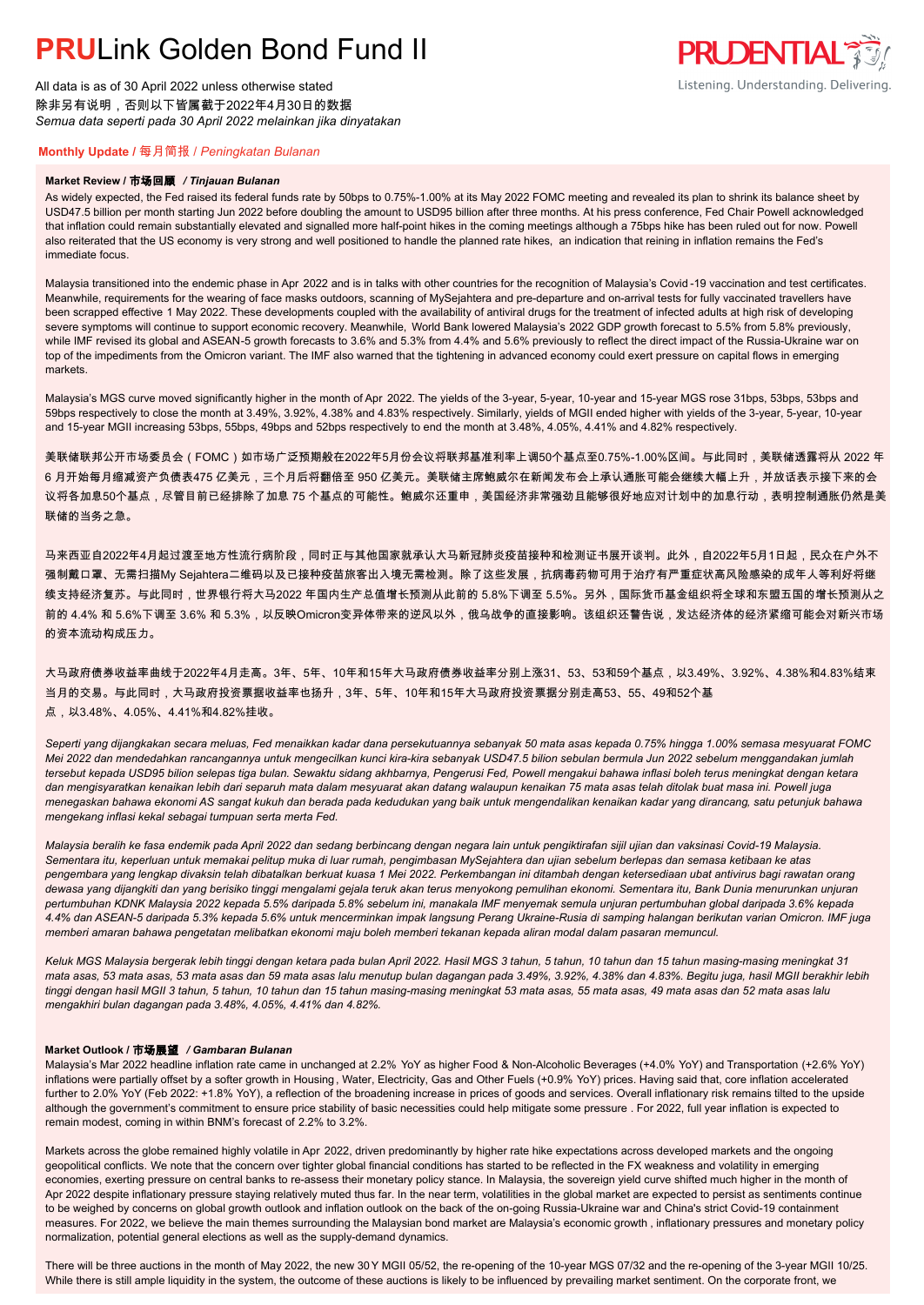# PRULink Golden Bond Fund II

All data is as of 30 April 2022 unless otherwise stated
除非另有说明，否则以下皆属截于2022年4月30日的数据
*Semua data seperti pada 30 April 2022 melainkan jika dinyatakan*

## Monthly Update / 每月简报 / *Peningkatan Bulanan*

### Market Review / 市场回顾 / *Tinjauan Bulanan*

As widely expected, the Fed raised its federal funds rate by 50bps to 0.75%-1.00% at its May 2022 FOMC meeting and revealed its plan to shrink its balance sheet by USD47.5 billion per month starting Jun 2022 before doubling the amount to USD95 billion after three months. At his press conference, Fed Chair Powell acknowledged that inflation could remain substantially elevated and signalled more half-point hikes in the coming meetings although a 75bps hike has been ruled out for now. Powell also reiterated that the US economy is very strong and well positioned to handle the planned rate hikes, an indication that reining in inflation remains the Fed's immediate focus.

Malaysia transitioned into the endemic phase in Apr 2022 and is in talks with other countries for the recognition of Malaysia's Covid-19 vaccination and test certificates. Meanwhile, requirements for the wearing of face masks outdoors, scanning of MySejahtera and pre-departure and on-arrival tests for fully vaccinated travellers have been scrapped effective 1 May 2022. These developments coupled with the availability of antiviral drugs for the treatment of infected adults at high risk of developing severe symptoms will continue to support economic recovery. Meanwhile, World Bank lowered Malaysia's 2022 GDP growth forecast to 5.5% from 5.8% previously, while IMF revised its global and ASEAN-5 growth forecasts to 3.6% and 5.3% from 4.4% and 5.6% previously to reflect the direct impact of the Russia-Ukraine war on top of the impediments from the Omicron variant. The IMF also warned that the tightening in advanced economy could exert pressure on capital flows in emerging markets.

Malaysia's MGS curve moved significantly higher in the month of Apr 2022. The yields of the 3-year, 5-year, 10-year and 15-year MGS rose 31bps, 53bps, 53bps and 59bps respectively to close the month at 3.49%, 3.92%, 4.38% and 4.83% respectively. Similarly, yields of MGII ended higher with yields of the 3-year, 5-year, 10-year and 15-year MGII increasing 53bps, 55bps, 49bps and 52bps respectively to end the month at 3.48%, 4.05%, 4.41% and 4.82% respectively.

美联储联邦公开市场委员会（FOMC）如市场广泛预期般在2022年5月份会议将联邦基准利率上调50个基点至0.75%-1.00%区间。与此同时，美联储透露将从 2022 年 6 月开始每月缩减资产负债表475 亿美元，三个月后将翻倍至 950 亿美元。美联储主席鲍威尔在新闻发布会上承认通胀可能会继续大幅上升，并放话表示接下来的会议将各加息50个基点，尽管目前已经排除了加息 75 个基点的可能性。鲍威尔还重申，美国经济非常强劲且能够很好地应对计划中的加息行动，表明控制通胀仍然是美联储的当务之急。

马来西亚自2022年4月起过渡至地方性流行病阶段，同时正与其他国家就承认大马新冠肺炎疫苗接种和检测证书展开谈判。此外，自2022年5月1日起，民众在户外不强制戴口罩、无需扫描My Sejahtera二维码以及已接种疫苗旅客出入境无需检测。除了这些发展，抗病毒药物可用于治疗有严重症状高风险感染的成年人等利好将继续支持经济复苏。与此同时，世界银行将大马2022 年国内生产总值增长预测从此前的 5.8%下调至 5.5%。另外，国际货币基金组织将全球和东盟五国的增长预测从之前的 4.4% 和 5.6%下调至 3.6% 和 5.3%，以反映Omicron变异体带来的逆风以外，俄乌战争的直接影响。该组织还警告说，发达经济体的经济紧缩可能会对新兴市场的资本流动构成压力。

大马政府债券收益率曲线于2022年4月走高。3年、5年、10年和15年大马政府债券收益率分别上涨31、53、53和59个基点，以3.49%、3.92%、4.38%和4.83%结束当月的交易。与此同时，大马政府投资票据收益率也扬升，3年、5年、10年和15年大马政府投资票据分别走高53、55、49和52个基点，以3.48%、4.05%、4.41%和4.82%挂收。

*Seperti yang dijangkakan secara meluas, Fed menaikkan kadar dana persekutuannya sebanyak 50 mata asas kepada 0.75% hingga 1.00% semasa mesyuarat FOMC Mei 2022 dan mendedahkan rancangannya untuk mengecilkan kunci kira-kira sebanyak USD47.5 bilion sebulan bermula Jun 2022 sebelum menggandakan jumlah tersebut kepada USD95 bilion selepas tiga bulan. Sewaktu sidang akhbarnya, Pengerusi Fed, Powell mengakui bahawa inflasi boleh terus meningkat dengan ketara dan mengisyaratkan kenaikan lebih dari separuh mata dalam mesyuarat akan datang walaupun kenaikan 75 mata asas telah ditolak buat masa ini. Powell juga menegaskan bahawa ekonomi AS sangat kukuh dan berada pada kedudukan yang baik untuk mengendalikan kenaikan kadar yang dirancang, satu petunjuk bahawa mengekang inflasi kekal sebagai tumpuan serta merta Fed.*

*Malaysia beralih ke fasa endemik pada April 2022 dan sedang berbincang dengan negara lain untuk pengiktirafan sijil ujian dan vaksinasi Covid-19 Malaysia. Sementara itu, keperluan untuk memakai pelitup muka di luar rumah, pengimbasan MySejahtera dan ujian sebelum berlepas dan semasa ketibaan ke atas pengembara yang lengkap divaksin telah dibatalkan berkuat kuasa 1 Mei 2022. Perkembangan ini ditambah dengan ketersediaan ubat antivirus bagi rawatan orang dewasa yang dijangkiti dan yang berisiko tinggi mengalami gejala teruk akan terus menyokong pemulihan ekonomi. Sementara itu, Bank Dunia menurunkan unjuran pertumbuhan KDNK Malaysia 2022 kepada 5.5% daripada 5.8% sebelum ini, manakala IMF menyemak semula unjuran pertumbuhan global daripada 3.6% kepada 4.4% dan ASEAN-5 daripada 5.3% kepada 5.6% untuk mencerminkan impak langsung Perang Ukraine-Rusia di samping halangan berikutan varian Omicron. IMF juga memberi amaran bahawa pengetatan melibatkan ekonomi maju boleh memberi tekanan kepada aliran modal dalam pasaran memuncul.*

*Keluk MGS Malaysia bergerak lebih tinggi dengan ketara pada bulan April 2022. Hasil MGS 3 tahun, 5 tahun, 10 tahun dan 15 tahun masing-masing meningkat 31 mata asas, 53 mata asas, 53 mata asas dan 59 mata asas lalu menutup bulan dagangan pada 3.49%, 3.92%, 4.38% dan 4.83%. Begitu juga, hasil MGII berakhir lebih tinggi dengan hasil MGII 3 tahun, 5 tahun, 10 tahun dan 15 tahun masing-masing meningkat 53 mata asas, 55 mata asas, 49 mata asas dan 52 mata asas lalu mengakhiri bulan dagangan pada 3.48%, 4.05%, 4.41% dan 4.82%.*

### Market Outlook / 市场展望 / *Gambaran Bulanan*

Malaysia's Mar 2022 headline inflation rate came in unchanged at 2.2% YoY as higher Food & Non-Alcoholic Beverages (+4.0% YoY) and Transportation (+2.6% YoY) inflations were partially offset by a softer growth in Housing, Water, Electricity, Gas and Other Fuels (+0.9% YoY) prices. Having said that, core inflation accelerated further to 2.0% YoY (Feb 2022: +1.8% YoY), a reflection of the broadening increase in prices of goods and services. Overall inflationary risk remains tilted to the upside although the government's commitment to ensure price stability of basic necessities could help mitigate some pressure . For 2022, full year inflation is expected to remain modest, coming in within BNM's forecast of 2.2% to 3.2%.

Markets across the globe remained highly volatile in Apr 2022, driven predominantly by higher rate hike expectations across developed markets and the ongoing geopolitical conflicts. We note that the concern over tighter global financial conditions has started to be reflected in the FX weakness and volatility in emerging economies, exerting pressure on central banks to re-assess their monetary policy stance. In Malaysia, the sovereign yield curve shifted much higher in the month of Apr 2022 despite inflationary pressure staying relatively muted thus far. In the near term, volatilities in the global market are expected to persist as sentiments continue to be weighed by concerns on global growth outlook and inflation outlook on the back of the on-going Russia-Ukraine war and China's strict Covid-19 containment measures. For 2022, we believe the main themes surrounding the Malaysian bond market are Malaysia's economic growth , inflationary pressures and monetary policy normalization, potential general elections as well as the supply-demand dynamics.

There will be three auctions in the month of May 2022, the new 30Y MGII 05/52, the re-opening of the 10-year MGS 07/32 and the re-opening of the 3-year MGII 10/25. While there is still ample liquidity in the system, the outcome of these auctions is likely to be influenced by prevailing market sentiment. On the corporate front, we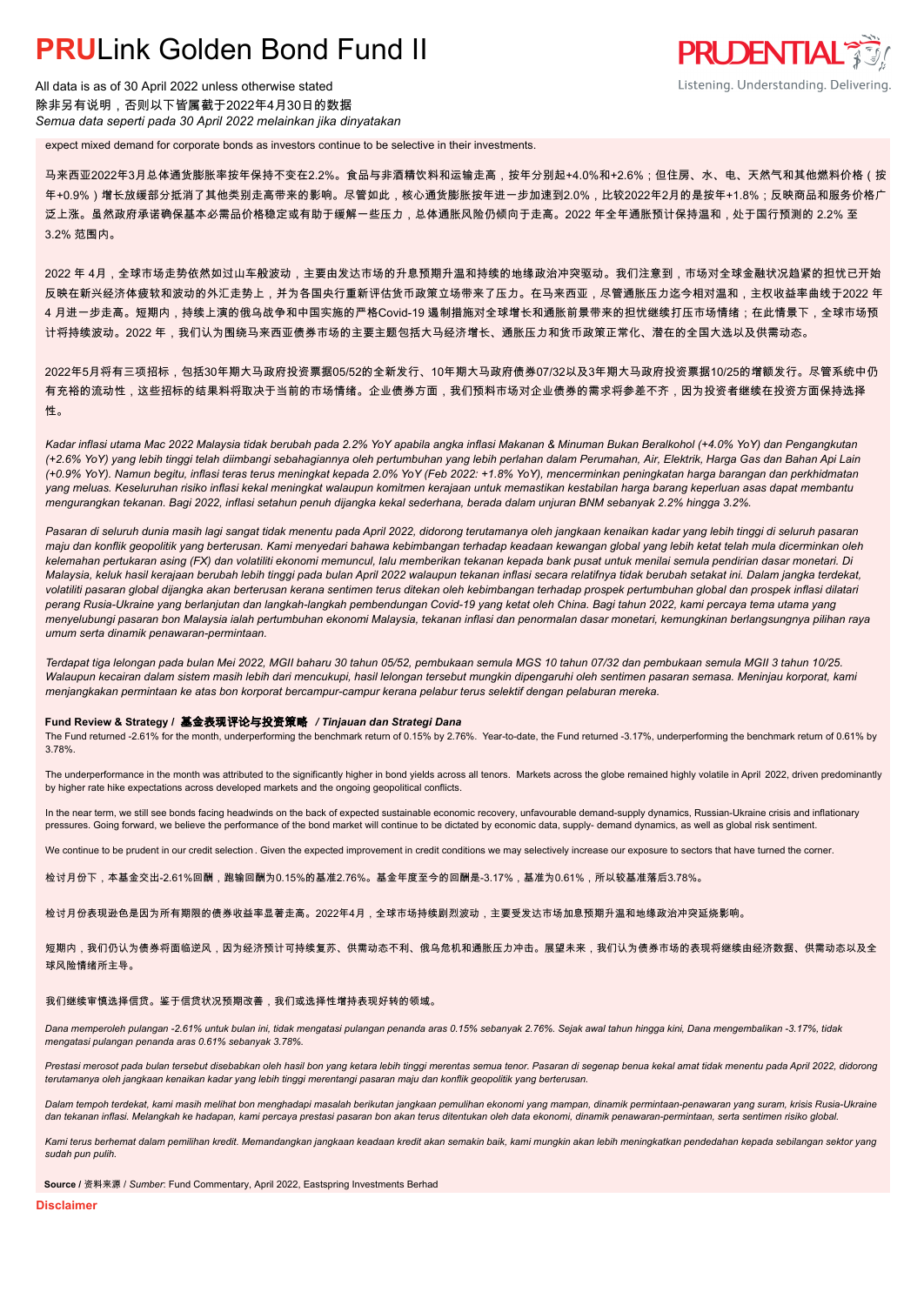expect mixed demand for corporate bonds as investors continue to be selective in their investments.

马来西亚2022年3月总体通货膨胀率按年保持不变在2.2%。食品与非酒精饮料和运输走高，按年分别起+4.0%和+2.6%；但住房、水、电、天然气和其他燃料价格（按年+0.9%）增长放缓部分抵消了其他类别走高带来的影响。尽管如此，核心通货膨胀按年进一步加速到2.0%，比较2022年2月的是按年+1.8%；反映商品和服务价格广泛上涨。虽然政府承诺确保基本必需品价格稳定或有助于缓解一些压力，总体通胀风险仍倾向于走高。2022 年全年通胀预计保持温和，处于国行预测的 2.2% 至 3.2% 范围内。

2022 年 4月，全球市场走势依然如过山车般波动，主要由发达市场的升息预期升温和持续的地缘政治冲突驱动。我们注意到，市场对全球金融状况趋紧的担忧已开始反映在新兴经济体疲软和波动的外汇走势上，并为各国央行重新评估货币政策立场带来了压力。在马来西亚，尽管通胀压力迄今相对温和，主权收益率曲线于2022 年 4 月进一步走高。短期内，持续上演的俄乌战争和中国实施的严格Covid-19 遏制措施对全球增长和通胀前景带来的担忧继续打压市场情绪；在此情景下，全球市场预计将持续波动。2022 年，我们认为围绕马来西亚债券市场的主要主题包括大马经济增长、通胀压力和货币政策正常化、潜在的全国大选以及供需动态。

2022年5月将有三项招标，包括30年期大马政府投资票据05/52的全新发行、10年期大马政府债券07/32以及3年期大马政府投资票据10/25的增额发行。尽管系统中仍有充裕的流动性，这些招标的结果料将取决于当前的市场情绪。企业债券方面，我们预料市场对企业债券的需求将参差不齐，因为投资者继续在投资方面保持选择性。

*Kadar inflasi utama Mac 2022 Malaysia tidak berubah pada 2.2% YoY apabila angka inflasi Makanan & Minuman Bukan Beralkohol (+4.0% YoY) dan Pengangkutan (+2.6% YoY) yang lebih tinggi telah diimbangi sebahagiannya oleh pertumbuhan yang lebih perlahan dalam Perumahan, Air, Elektrik, Harga Gas dan Bahan Api Lain (+0.9% YoY). Namun begitu, inflasi teras terus meningkat kepada 2.0% YoY (Feb 2022: +1.8% YoY), mencerminkan peningkatan harga barangan dan perkhidmatan yang meluas. Keseluruhan risiko inflasi kekal meningkat walaupun komitmen kerajaan untuk memastikan kestabilan harga barang keperluan asas dapat membantu mengurangkan tekanan. Bagi 2022, inflasi setahun penuh dijangka kekal sederhana, berada dalam unjuran BNM sebanyak 2.2% hingga 3.2%.*

*Pasaran di seluruh dunia masih lagi sangat tidak menentu pada April 2022, didorong terutamanya oleh jangkaan kenaikan kadar yang lebih tinggi di seluruh pasaran maju dan konflik geopolitik yang berterusan. Kami menyedari bahawa kebimbangan terhadap keadaan kewangan global yang lebih ketat telah mula dicerminkan oleh kelemahan pertukaran asing (FX) dan volatiliti ekonomi memuncul, lalu memberikan tekanan kepada bank pusat untuk menilai semula pendirian dasar monetari. Di Malaysia, keluk hasil kerajaan berubah lebih tinggi pada bulan April 2022 walaupun tekanan inflasi secara relatifnya tidak berubah setakat ini. Dalam jangka terdekat, volatiliti pasaran global dijangka akan berterusan kerana sentimen terus ditekan oleh kebimbangan terhadap prospek pertumbuhan global dan prospek inflasi dilatari perang Rusia-Ukraine yang berlanjutan dan langkah-langkah pembendungan Covid-19 yang ketat oleh China. Bagi tahun 2022, kami percaya tema utama yang menyelubungi pasaran bon Malaysia ialah pertumbuhan ekonomi Malaysia, tekanan inflasi dan penormalan dasar monetari, kemungkinan berlangsungnya pilihan raya umum serta dinamik penawaran-permintaan.*

*Terdapat tiga lelongan pada bulan Mei 2022, MGII baharu 30 tahun 05/52, pembukaan semula MGS 10 tahun 07/32 dan pembukaan semula MGII 3 tahun 10/25. Walaupun kecairan dalam sistem masih lebih dari mencukupi, hasil lelongan tersebut mungkin dipengaruhi oleh sentimen pasaran semasa. Meninjau korporat, kami menjangkakan permintaan ke atas bon korporat bercampur-campur kerana pelabur terus selektif dengan pelaburan mereka.*

**Fund Review & Strategy / 基金表现评论与投资策略 / *Tinjauan dan Strategi Dana***

The Fund returned -2.61% for the month, underperforming the benchmark return of 0.15% by 2.76%. Year-to-date, the Fund returned -3.17%, underperforming the benchmark return of 0.61% by 3.78%.

The underperformance in the month was attributed to the significantly higher in bond yields across all tenors. Markets across the globe remained highly volatile in April 2022, driven predominantly by higher rate hike expectations across developed markets and the ongoing geopolitical conflicts.

In the near term, we still see bonds facing headwinds on the back of expected sustainable economic recovery, unfavourable demand-supply dynamics, Russian-Ukraine crisis and inflationary pressures. Going forward, we believe the performance of the bond market will continue to be dictated by economic data, supply- demand dynamics, as well as global risk sentiment.

We continue to be prudent in our credit selection . Given the expected improvement in credit conditions we may selectively increase our exposure to sectors that have turned the corner.

检讨月份下，本基金交出-2.61%回酬，跑输回酬为0.15%的基准2.76%。基金年度至今的回酬是-3.17%，基准为0.61%，所以较基准落后3.78%。

检讨月份表现逊色是因为所有期限的债券收益率显著走高。2022年4月，全球市场持续剧烈波动，主要受发达市场加息预期升温和地缘政治冲突延烧影响。

短期内，我们仍认为债券将面临逆风，因为经济预计可持续复苏、供需动态不利、俄乌危机和通胀压力冲击。展望未来，我们认为债券市场的表现将继续由经济数据、供需动态以及全球风险情绪所主导。

我们继续审慎选择信贷。鉴于信贷状况预期改善，我们或选择性增持表现好转的领域。

*Dana memperoleh pulangan -2.61% untuk bulan ini, tidak mengatasi pulangan penanda aras 0.15% sebanyak 2.76%. Sejak awal tahun hingga kini, Dana mengembalikan -3.17%, tidak mengatasi pulangan penanda aras 0.61% sebanyak 3.78%.*

*Prestasi merosot pada bulan tersebut disebabkan oleh hasil bon yang ketara lebih tinggi merentas semua tenor. Pasaran di segenap benua kekal amat tidak menentu pada April 2022, didorong terutamanya oleh jangkaan kenaikan kadar yang lebih tinggi merentangi pasaran maju dan konflik geopolitik yang berterusan.*

*Dalam tempoh terdekat, kami masih melihat bon menghadapi masalah berikutan jangkaan pemulihan ekonomi yang mampan, dinamik permintaan-penawaran yang suram, krisis Rusia-Ukraine dan tekanan inflasi. Melangkah ke hadapan, kami percaya prestasi pasaran bon akan terus ditentukan oleh data ekonomi, dinamik penawaran-permintaan, serta sentimen risiko global.*

*Kami terus berhemat dalam pemilihan kredit. Memandangkan jangkaan keadaan kredit akan semakin baik, kami mungkin akan lebih meningkatkan pendedahan kepada sebilangan sektor yang sudah pun pulih.*

**Source** / 资料来源 / *Sumber*: Fund Commentary, April 2022, Eastspring Investments Berhad

**Disclaimer**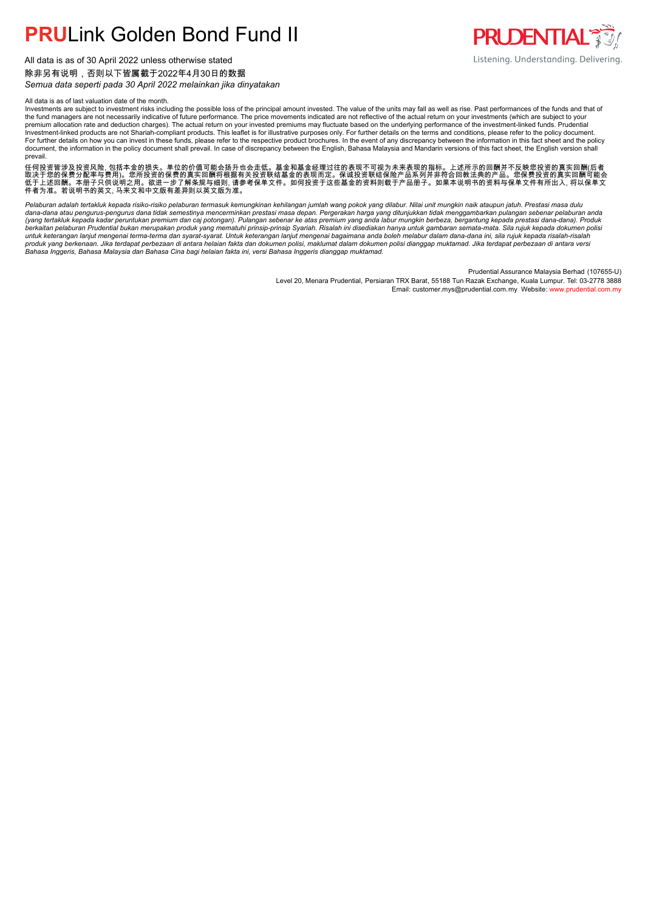# PRULink Golden Bond Fund II

All data is as of 30 April 2022 unless otherwise stated

除非另有说明，否则以下皆属截于2022年4月30日的数据

*Semua data seperti pada 30 April 2022 melainkan jika dinyatakan*

All data is as of last valuation date of the month.
Investments are subject to investment risks including the possible loss of the principal amount invested. The value of the units may fall as well as rise. Past performances of the funds and that of the fund managers are not necessarily indicative of future performance. The price movements indicated are not reflective of the actual return on your investments (which are subject to your premium allocation rate and deduction charges). The actual return on your invested premiums may fluctuate based on the underlying performance of the investment-linked funds. Prudential Investment-linked products are not Shariah-compliant products. This leaflet is for illustrative purposes only. For further details on the terms and conditions, please refer to the policy document. For further details on how you can invest in these funds, please refer to the respective product brochures. In the event of any discrepancy between the information in this fact sheet and the policy document, the information in the policy document shall prevail. In case of discrepancy between the English, Bahasa Malaysia and Mandarin versions of this fact sheet, the English version shall prevail.

任何投资皆涉及投资风险, 包括本金的损失。单位的价值可能会扬升也会走低。基金和基金经理过往的表现不可视为未来表现的指标。上述所示的回酬并不反映您投资的真实回酬(后者取决于您的保费分配率与费用)。您所投资的保费的真实回酬将根据有关投资联结基金的表现而定。保诚投资联结保险产品系列并非符合回教法典的产品。您保费投资的真实回酬可能会低于上述回酬。本册子只供说明之用。欲进一步了解条规与细则, 请参考保单文件。如何投资于这些基金的资料则载于产品册子。如果本说明书的资料与保单文件有所出入, 将以保单文件者为准。若说明书的英文, 马来文和中文版有差异则以英文版为准。

*Pelaburan adalah tertakluk kepada risiko-risiko pelaburan termasuk kemungkinan kehilangan jumlah wang pokok yang dilabur. Nilai unit mungkin naik ataupun jatuh. Prestasi masa dulu dana-dana atau pengurus-pengurus dana tidak semestinya mencerminkan prestasi masa depan. Pergerakan harga yang ditunjukkan tidak menggambarkan pulangan sebenar pelaburan anda (yang tertakluk kepada kadar peruntukan premium dan caj potongan). Pulangan sebenar ke atas premium yang anda labur mungkin berbeza, bergantung kepada prestasi dana-dana). Produk berkaitan pelaburan Prudential bukan merupakan produk yang mematuhi prinsip-prinsip Syariah. Risalah ini disediakan hanya untuk gambaran semata-mata. Sila rujuk kepada dokumen polisi untuk keterangan lanjut mengenai terma-terma dan syarat-syarat. Untuk keterangan lanjut mengenai bagaimana anda boleh melabur dalam dana-dana ini, sila rujuk kepada risalah-risalah produk yang berkenaan. Jika terdapat perbezaan di antara helaian fakta dan dokumen polisi, maklumat dalam dokumen polisi dianggap muktamad. Jika terdapat perbezaan di antara versi Bahasa Inggeris, Bahasa Malaysia dan Bahasa Cina bagi helaian fakta ini, versi Bahasa Inggeris dianggap muktamad.*

Prudential Assurance Malaysia Berhad (107655-U)
Level 20, Menara Prudential, Persiaran TRX Barat, 55188 Tun Razak Exchange, Kuala Lumpur. Tel: 03-2778 3888
Email: customer.mys@prudential.com.my Website: www.prudential.com.my